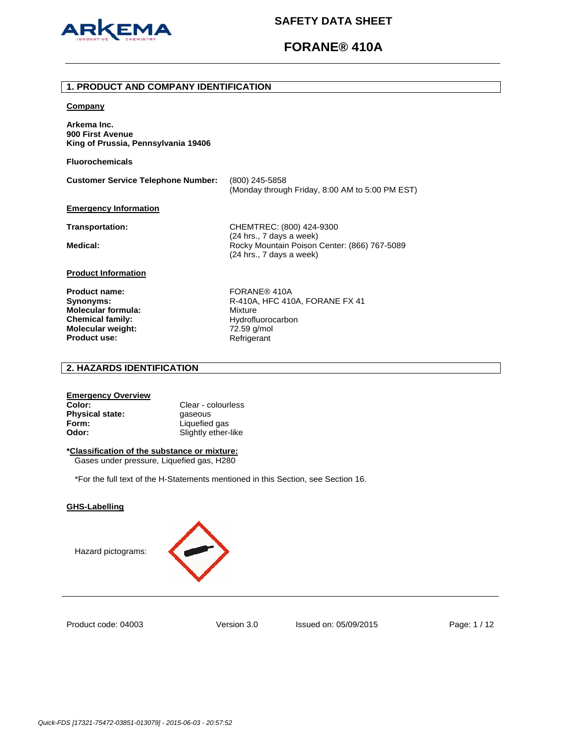# SAFETY DATA SHEET

# FORANE® 410A

## 1. PRODUCT AND COMPANY IDENTIFICATION

**Company**

**Arkema Inc.**
**900 First Avenue**
**King of Prussia, Pennsylvania 19406**

**Fluorochemicals**

| | |
|---|---|
| **Customer Service Telephone Number:** | (800) 245-5858<br>(Monday through Friday, 8:00 AM to 5:00 PM EST) |

**Emergency Information**

| | |
|---|---|
| **Transportation:** | CHEMTREC: (800) 424-9300<br>(24 hrs., 7 days a week) |
| **Medical:** | Rocky Mountain Poison Center: (866) 767-5089<br>(24 hrs., 7 days a week) |

**Product Information**

| | |
|---|---|
| **Product name:** | FORANE® 410A |
| **Synonyms:** | R-410A, HFC 410A, FORANE FX 41 |
| **Molecular formula:** | Mixture |
| **Chemical family:** | Hydrofluorocarbon |
| **Molecular weight:** | 72.59 g/mol |
| **Product use:** | Refrigerant |

## 2. HAZARDS IDENTIFICATION

**Emergency Overview**

| | |
|---|---|
| **Color:** | Clear - colourless |
| **Physical state:** | gaseous |
| **Form:** | Liquefied gas |
| **Odor:** | Slightly ether-like |

***Classification of the substance or mixture:**
Gases under pressure, Liquefied gas, H280

*For the full text of the H-Statements mentioned in this Section, see Section 16.

**GHS-Labelling**

Hazard pictograms:

Product code: 04003 Version 3.0 Issued on: 05/09/2015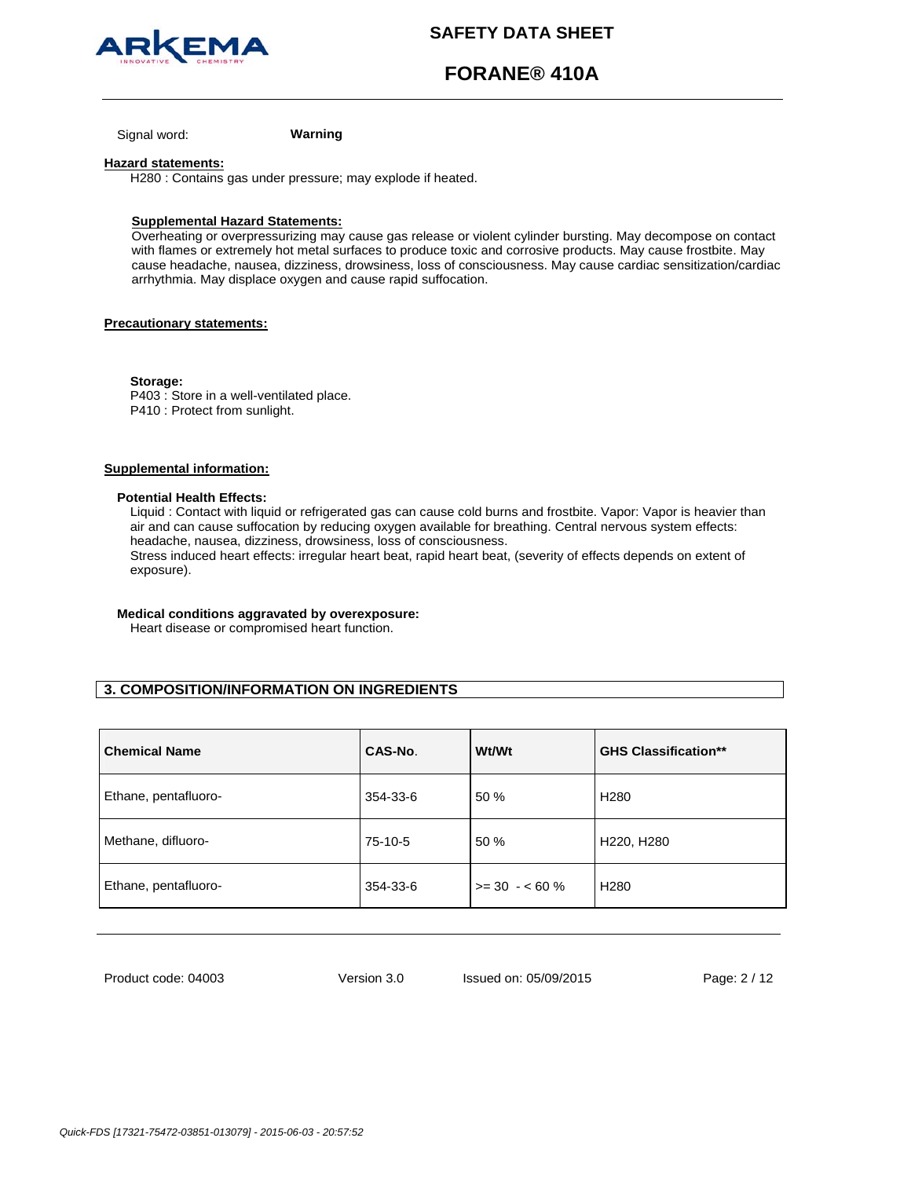Signal word: **Warning**

**Hazard statements:**

H280 : Contains gas under pressure; may explode if heated.

**Supplemental Hazard Statements:**

Overheating or overpressurizing may cause gas release or violent cylinder bursting. May decompose on contact with flames or extremely hot metal surfaces to produce toxic and corrosive products. May cause frostbite. May cause headache, nausea, dizziness, drowsiness, loss of consciousness. May cause cardiac sensitization/cardiac arrhythmia. May displace oxygen and cause rapid suffocation.

**Precautionary statements:**

**Storage:**

P403 : Store in a well-ventilated place.
P410 : Protect from sunlight.

**Supplemental information:**

**Potential Health Effects:**

Liquid : Contact with liquid or refrigerated gas can cause cold burns and frostbite. Vapor: Vapor is heavier than air and can cause suffocation by reducing oxygen available for breathing. Central nervous system effects: headache, nausea, dizziness, drowsiness, loss of consciousness.
Stress induced heart effects: irregular heart beat, rapid heart beat, (severity of effects depends on extent of exposure).

**Medical conditions aggravated by overexposure:**

Heart disease or compromised heart function.

## 3. COMPOSITION/INFORMATION ON INGREDIENTS

| Chemical Name | CAS-No. | Wt/Wt | GHS Classification** |
|---|---|---|---|
| Ethane, pentafluoro- | 354-33-6 | 50 % | H280 |
| Methane, difluoro- | 75-10-5 | 50 % | H220, H280 |
| Ethane, pentafluoro- | 354-33-6 | >= 30 - < 60 % | H280 |

Product code: 04003 Version 3.0 Issued on: 05/09/2015

*Quick-FDS [17321-75472-03851-013079] - 2015-06-03 - 20:57:52*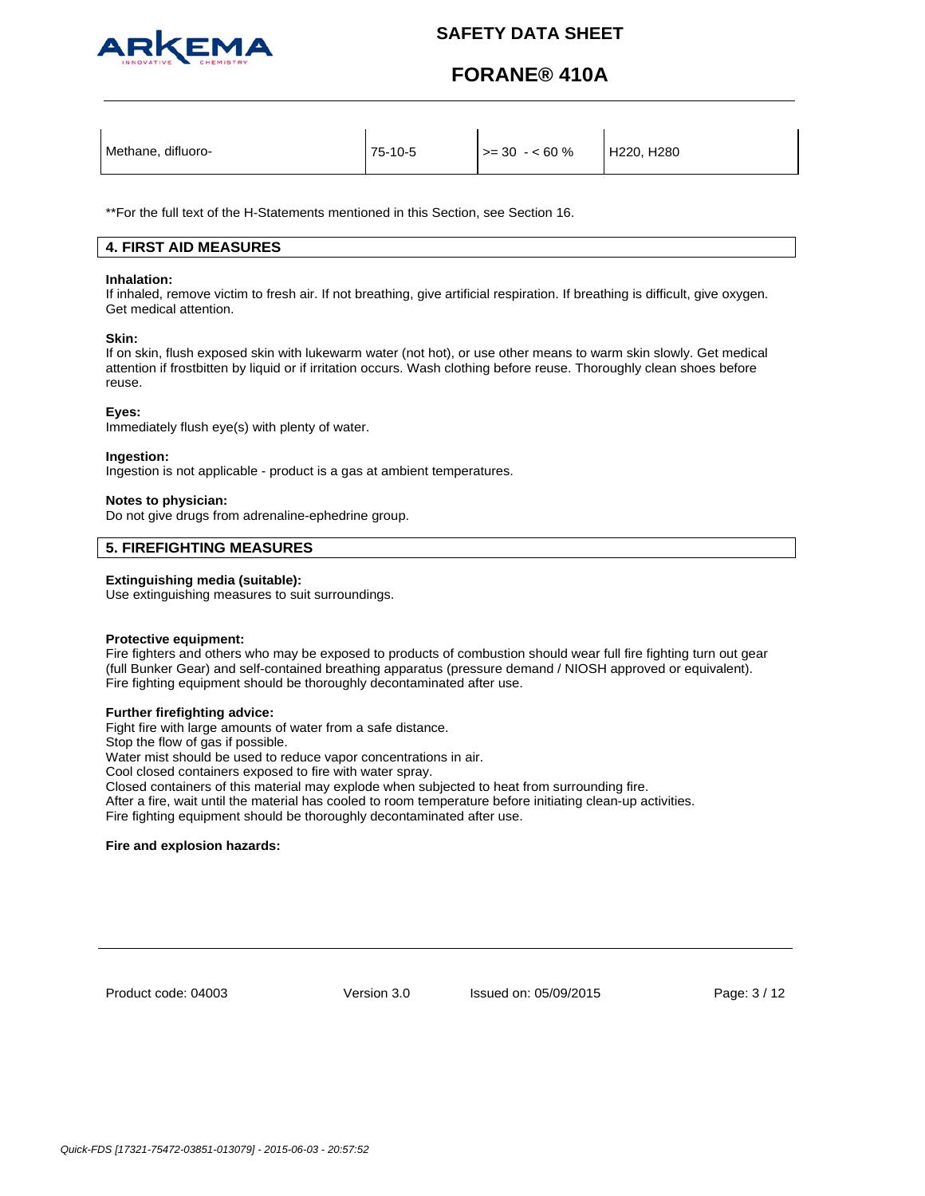| Methane, difluoro- | 75-10-5 | >= 30 - < 60 % | H220, H280 |
|---|---|---|---|

**For the full text of the H-Statements mentioned in this Section, see Section 16.

## 4. FIRST AID MEASURES

**Inhalation:**
If inhaled, remove victim to fresh air. If not breathing, give artificial respiration. If breathing is difficult, give oxygen. Get medical attention.

**Skin:**
If on skin, flush exposed skin with lukewarm water (not hot), or use other means to warm skin slowly. Get medical attention if frostbitten by liquid or if irritation occurs. Wash clothing before reuse. Thoroughly clean shoes before reuse.

**Eyes:**
Immediately flush eye(s) with plenty of water.

**Ingestion:**
Ingestion is not applicable - product is a gas at ambient temperatures.

**Notes to physician:**
Do not give drugs from adrenaline-ephedrine group.

## 5. FIREFIGHTING MEASURES

**Extinguishing media (suitable):**
Use extinguishing measures to suit surroundings.

**Protective equipment:**
Fire fighters and others who may be exposed to products of combustion should wear full fire fighting turn out gear (full Bunker Gear) and self-contained breathing apparatus (pressure demand / NIOSH approved or equivalent). Fire fighting equipment should be thoroughly decontaminated after use.

**Further firefighting advice:**
Fight fire with large amounts of water from a safe distance.
Stop the flow of gas if possible.
Water mist should be used to reduce vapor concentrations in air.
Cool closed containers exposed to fire with water spray.
Closed containers of this material may explode when subjected to heat from surrounding fire.
After a fire, wait until the material has cooled to room temperature before initiating clean-up activities.
Fire fighting equipment should be thoroughly decontaminated after use.

**Fire and explosion hazards:**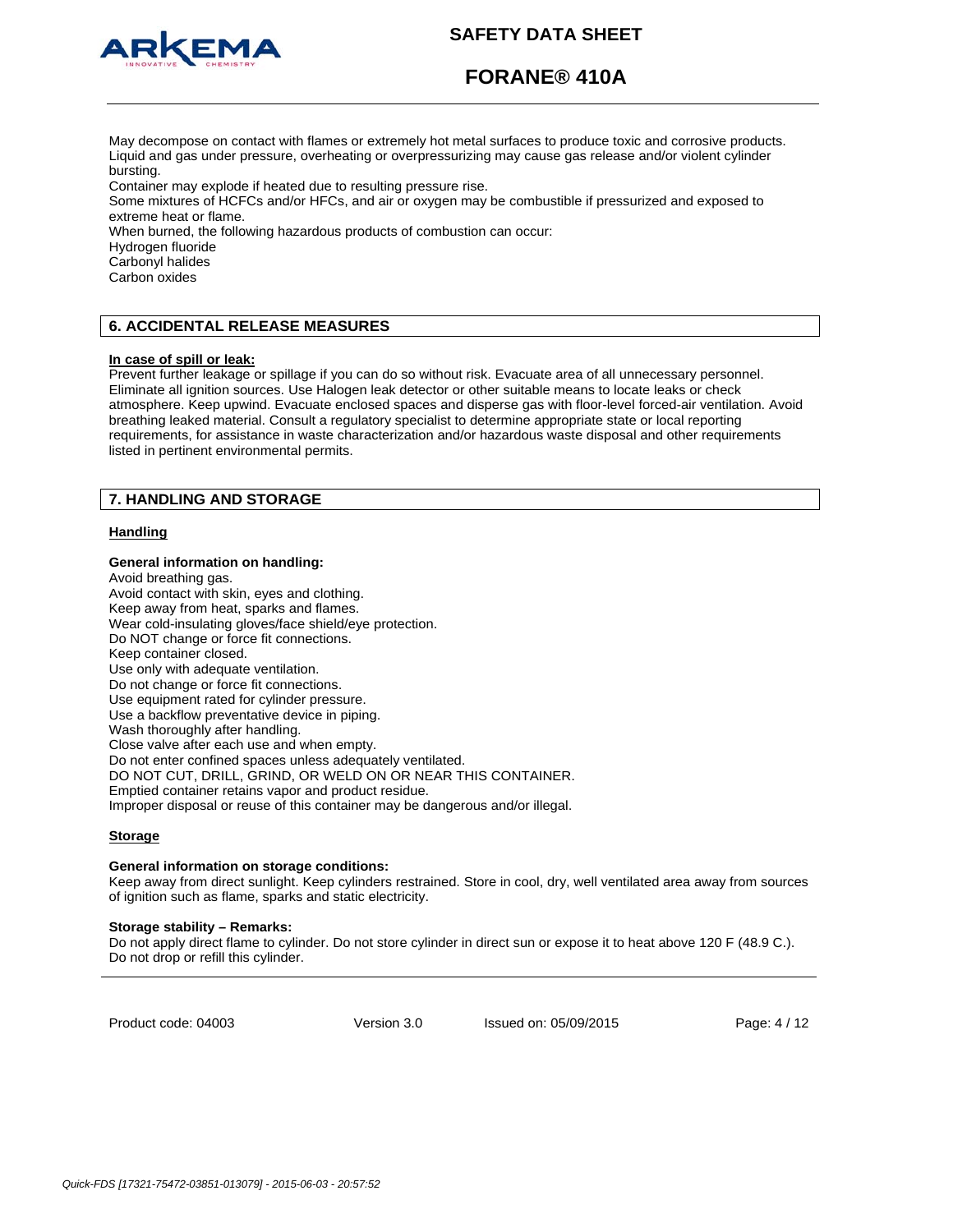May decompose on contact with flames or extremely hot metal surfaces to produce toxic and corrosive products.
Liquid and gas under pressure, overheating or overpressurizing may cause gas release and/or violent cylinder bursting.
Container may explode if heated due to resulting pressure rise.
Some mixtures of HCFCs and/or HFCs, and air or oxygen may be combustible if pressurized and exposed to extreme heat or flame.
When burned, the following hazardous products of combustion can occur:
Hydrogen fluoride
Carbonyl halides
Carbon oxides

## 6. ACCIDENTAL RELEASE MEASURES

**In case of spill or leak:**
Prevent further leakage or spillage if you can do so without risk. Evacuate area of all unnecessary personnel. Eliminate all ignition sources. Use Halogen leak detector or other suitable means to locate leaks or check atmosphere. Keep upwind. Evacuate enclosed spaces and disperse gas with floor-level forced-air ventilation. Avoid breathing leaked material. Consult a regulatory specialist to determine appropriate state or local reporting requirements, for assistance in waste characterization and/or hazardous waste disposal and other requirements listed in pertinent environmental permits.

## 7. HANDLING AND STORAGE

### Handling

**General information on handling:**
Avoid breathing gas.
Avoid contact with skin, eyes and clothing.
Keep away from heat, sparks and flames.
Wear cold-insulating gloves/face shield/eye protection.
Do NOT change or force fit connections.
Keep container closed.
Use only with adequate ventilation.
Do not change or force fit connections.
Use equipment rated for cylinder pressure.
Use a backflow preventative device in piping.
Wash thoroughly after handling.
Close valve after each use and when empty.
Do not enter confined spaces unless adequately ventilated.
DO NOT CUT, DRILL, GRIND, OR WELD ON OR NEAR THIS CONTAINER.
Emptied container retains vapor and product residue.
Improper disposal or reuse of this container may be dangerous and/or illegal.

### Storage

**General information on storage conditions:**
Keep away from direct sunlight. Keep cylinders restrained. Store in cool, dry, well ventilated area away from sources of ignition such as flame, sparks and static electricity.

**Storage stability – Remarks:**
Do not apply direct flame to cylinder. Do not store cylinder in direct sun or expose it to heat above 120 F (48.9 C.). Do not drop or refill this cylinder.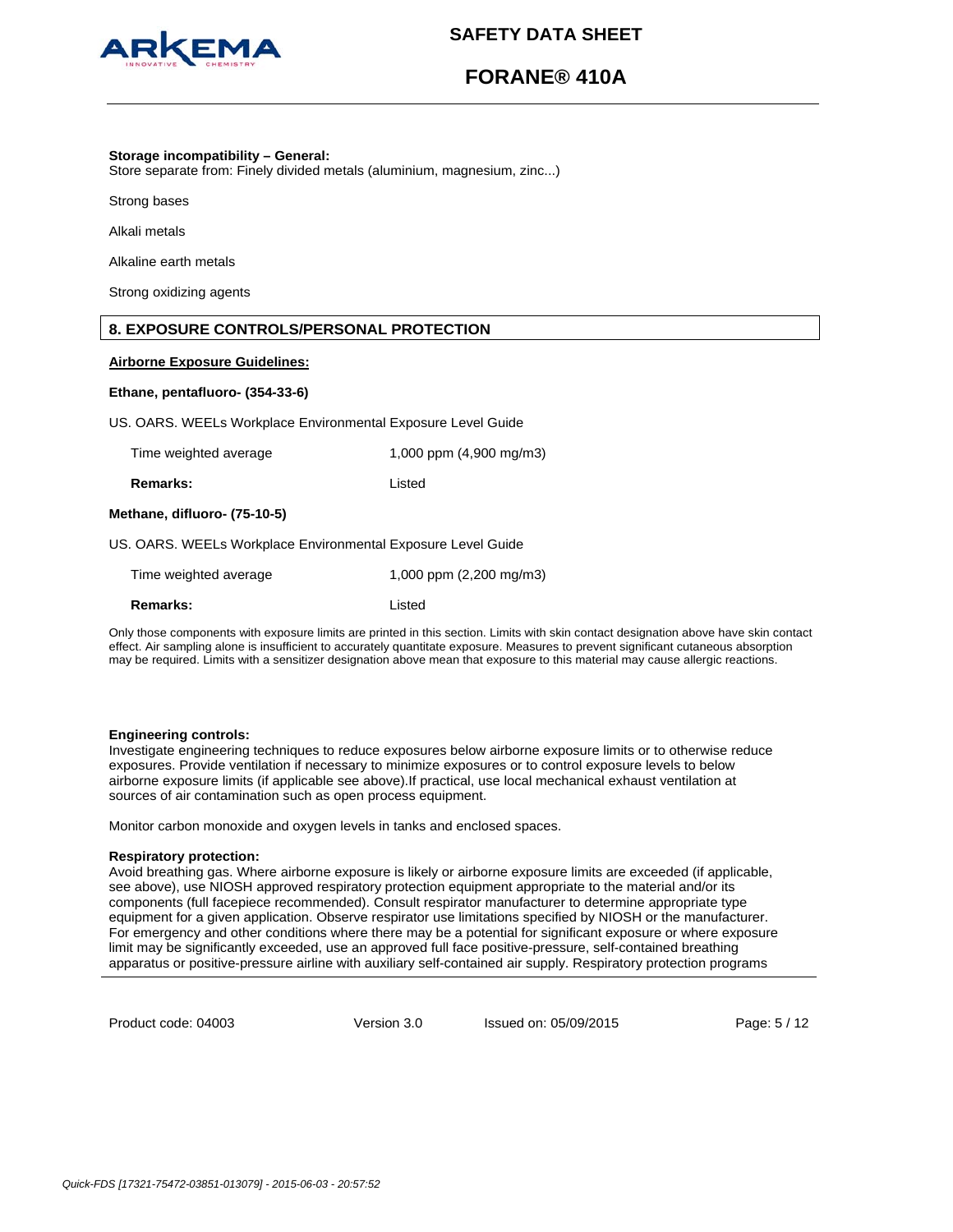**Storage incompatibility – General:**
Store separate from: Finely divided metals (aluminium, magnesium, zinc...)

Strong bases

Alkali metals

Alkaline earth metals

Strong oxidizing agents

## 8. EXPOSURE CONTROLS/PERSONAL PROTECTION

**Airborne Exposure Guidelines:**

**Ethane, pentafluoro- (354-33-6)**

US. OARS. WEELs Workplace Environmental Exposure Level Guide

| | |
|---|---|
| Time weighted average | 1,000 ppm (4,900 mg/m3) |
| **Remarks:** | Listed |

**Methane, difluoro- (75-10-5)**

US. OARS. WEELs Workplace Environmental Exposure Level Guide

| | |
|---|---|
| Time weighted average | 1,000 ppm (2,200 mg/m3) |
| **Remarks:** | Listed |

Only those components with exposure limits are printed in this section. Limits with skin contact designation above have skin contact effect. Air sampling alone is insufficient to accurately quantitate exposure. Measures to prevent significant cutaneous absorption may be required. Limits with a sensitizer designation above mean that exposure to this material may cause allergic reactions.

**Engineering controls:**
Investigate engineering techniques to reduce exposures below airborne exposure limits or to otherwise reduce exposures. Provide ventilation if necessary to minimize exposures or to control exposure levels to below airborne exposure limits (if applicable see above).If practical, use local mechanical exhaust ventilation at sources of air contamination such as open process equipment.

Monitor carbon monoxide and oxygen levels in tanks and enclosed spaces.

**Respiratory protection:**
Avoid breathing gas. Where airborne exposure is likely or airborne exposure limits are exceeded (if applicable, see above), use NIOSH approved respiratory protection equipment appropriate to the material and/or its components (full facepiece recommended). Consult respirator manufacturer to determine appropriate type equipment for a given application. Observe respirator use limitations specified by NIOSH or the manufacturer. For emergency and other conditions where there may be a potential for significant exposure or where exposure limit may be significantly exceeded, use an approved full face positive-pressure, self-contained breathing apparatus or positive-pressure airline with auxiliary self-contained air supply. Respiratory protection programs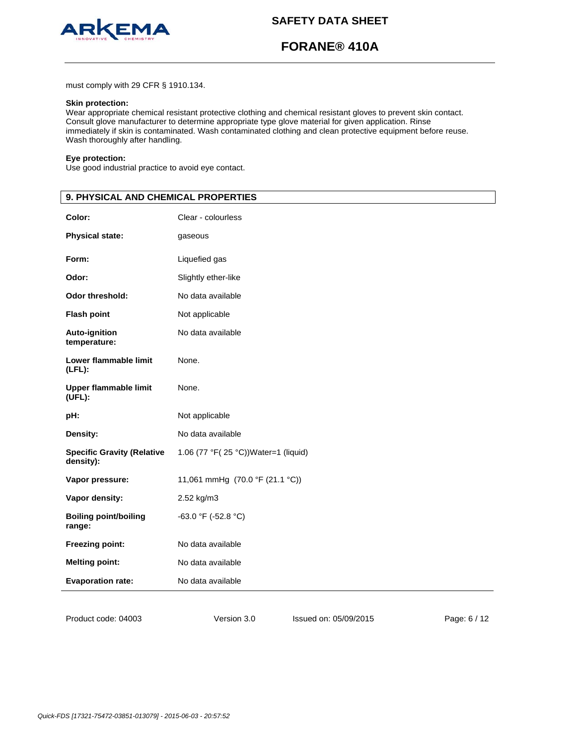must comply with 29 CFR § 1910.134.

**Skin protection:**
Wear appropriate chemical resistant protective clothing and chemical resistant gloves to prevent skin contact. Consult glove manufacturer to determine appropriate type glove material for given application. Rinse immediately if skin is contaminated. Wash contaminated clothing and clean protective equipment before reuse. Wash thoroughly after handling.

**Eye protection:**
Use good industrial practice to avoid eye contact.

## 9. PHYSICAL AND CHEMICAL PROPERTIES

| | |
|---|---|
| **Color:** | Clear - colourless |
| **Physical state:** | gaseous |
| **Form:** | Liquefied gas |
| **Odor:** | Slightly ether-like |
| **Odor threshold:** | No data available |
| **Flash point** | Not applicable |
| **Auto-ignition temperature:** | No data available |
| **Lower flammable limit (LFL):** | None. |
| **Upper flammable limit (UFL):** | None. |
| **pH:** | Not applicable |
| **Density:** | No data available |
| **Specific Gravity (Relative density):** | 1.06 (77 °F( 25 °C))Water=1 (liquid) |
| **Vapor pressure:** | 11,061 mmHg (70.0 °F (21.1 °C)) |
| **Vapor density:** | 2.52 kg/m3 |
| **Boiling point/boiling range:** | -63.0 °F (-52.8 °C) |
| **Freezing point:** | No data available |
| **Melting point:** | No data available |
| **Evaporation rate:** | No data available |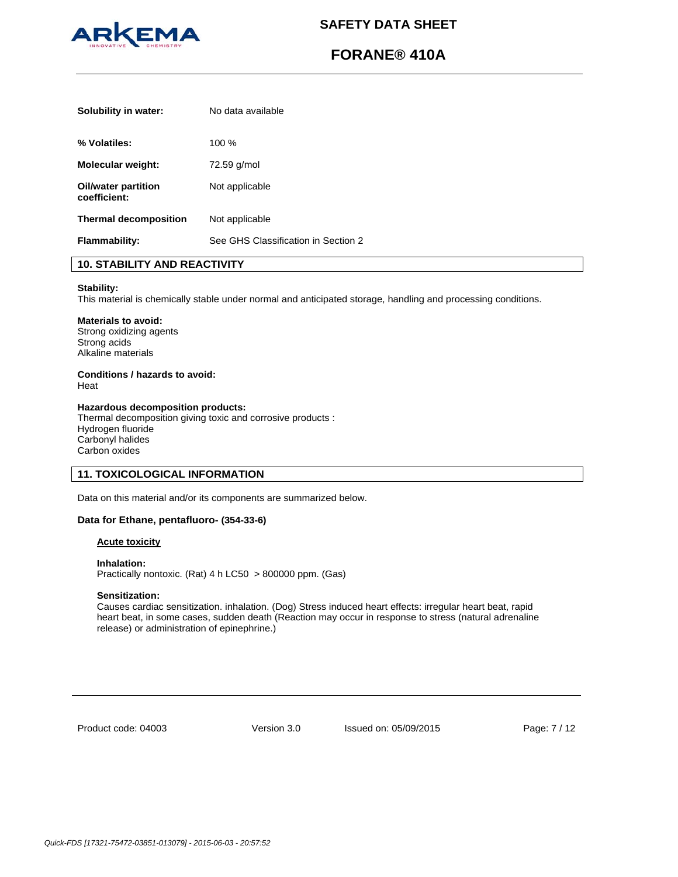| | |
|---|---|
| **Solubility in water:** | No data available |
| **% Volatiles:** | 100 % |
| **Molecular weight:** | 72.59 g/mol |
| **Oil/water partition coefficient:** | Not applicable |
| **Thermal decomposition** | Not applicable |
| **Flammability:** | See GHS Classification in Section 2 |

## 10. STABILITY AND REACTIVITY

**Stability:**
This material is chemically stable under normal and anticipated storage, handling and processing conditions.

**Materials to avoid:**
Strong oxidizing agents
Strong acids
Alkaline materials

**Conditions / hazards to avoid:**
Heat

**Hazardous decomposition products:**
Thermal decomposition giving toxic and corrosive products :
Hydrogen fluoride
Carbonyl halides
Carbon oxides

## 11. TOXICOLOGICAL INFORMATION

Data on this material and/or its components are summarized below.

**Data for Ethane, pentafluoro- (354-33-6)**

<u>**Acute toxicity**</u>

**Inhalation:**
Practically nontoxic. (Rat) 4 h LC50 > 800000 ppm. (Gas)

**Sensitization:**
Causes cardiac sensitization. inhalation. (Dog) Stress induced heart effects: irregular heart beat, rapid heart beat, in some cases, sudden death (Reaction may occur in response to stress (natural adrenaline release) or administration of epinephrine.)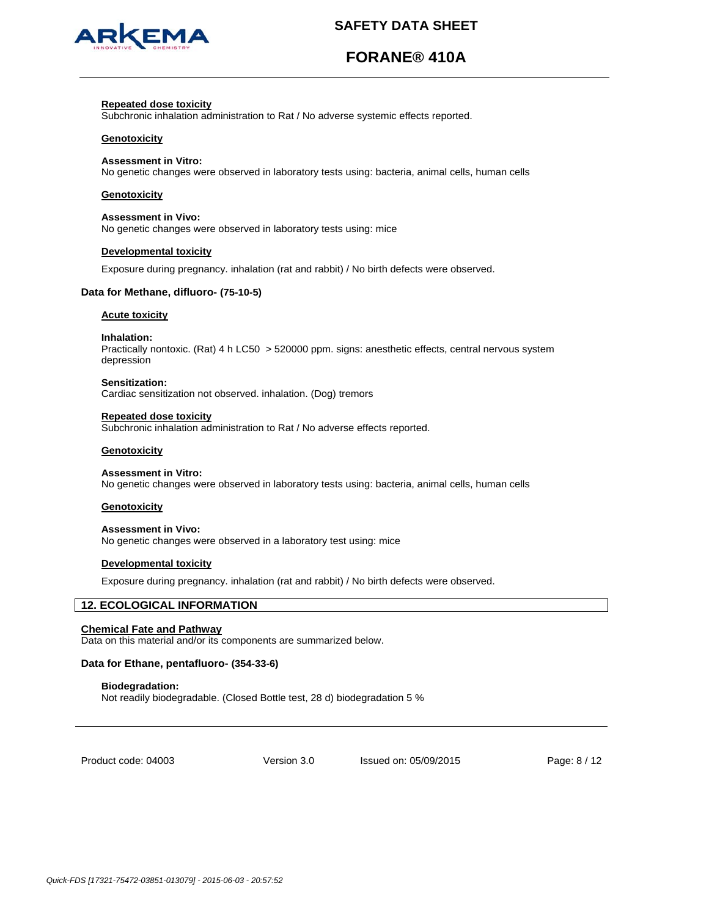**Repeated dose toxicity**
Subchronic inhalation administration to Rat / No adverse systemic effects reported.

**Genotoxicity**

**Assessment in Vitro:**
No genetic changes were observed in laboratory tests using: bacteria, animal cells, human cells

**Genotoxicity**

**Assessment in Vivo:**
No genetic changes were observed in laboratory tests using: mice

**Developmental toxicity**

Exposure during pregnancy. inhalation (rat and rabbit) / No birth defects were observed.

**Data for Methane, difluoro- (75-10-5)**

**Acute toxicity**

**Inhalation:**
Practically nontoxic. (Rat) 4 h LC50 > 520000 ppm. signs: anesthetic effects, central nervous system depression

**Sensitization:**
Cardiac sensitization not observed. inhalation. (Dog) tremors

**Repeated dose toxicity**
Subchronic inhalation administration to Rat / No adverse effects reported.

**Genotoxicity**

**Assessment in Vitro:**
No genetic changes were observed in laboratory tests using: bacteria, animal cells, human cells

**Genotoxicity**

**Assessment in Vivo:**
No genetic changes were observed in a laboratory test using: mice

**Developmental toxicity**

Exposure during pregnancy. inhalation (rat and rabbit) / No birth defects were observed.

## 12. ECOLOGICAL INFORMATION

**Chemical Fate and Pathway**
Data on this material and/or its components are summarized below.

**Data for Ethane, pentafluoro- (354-33-6)**

**Biodegradation:**
Not readily biodegradable. (Closed Bottle test, 28 d) biodegradation 5 %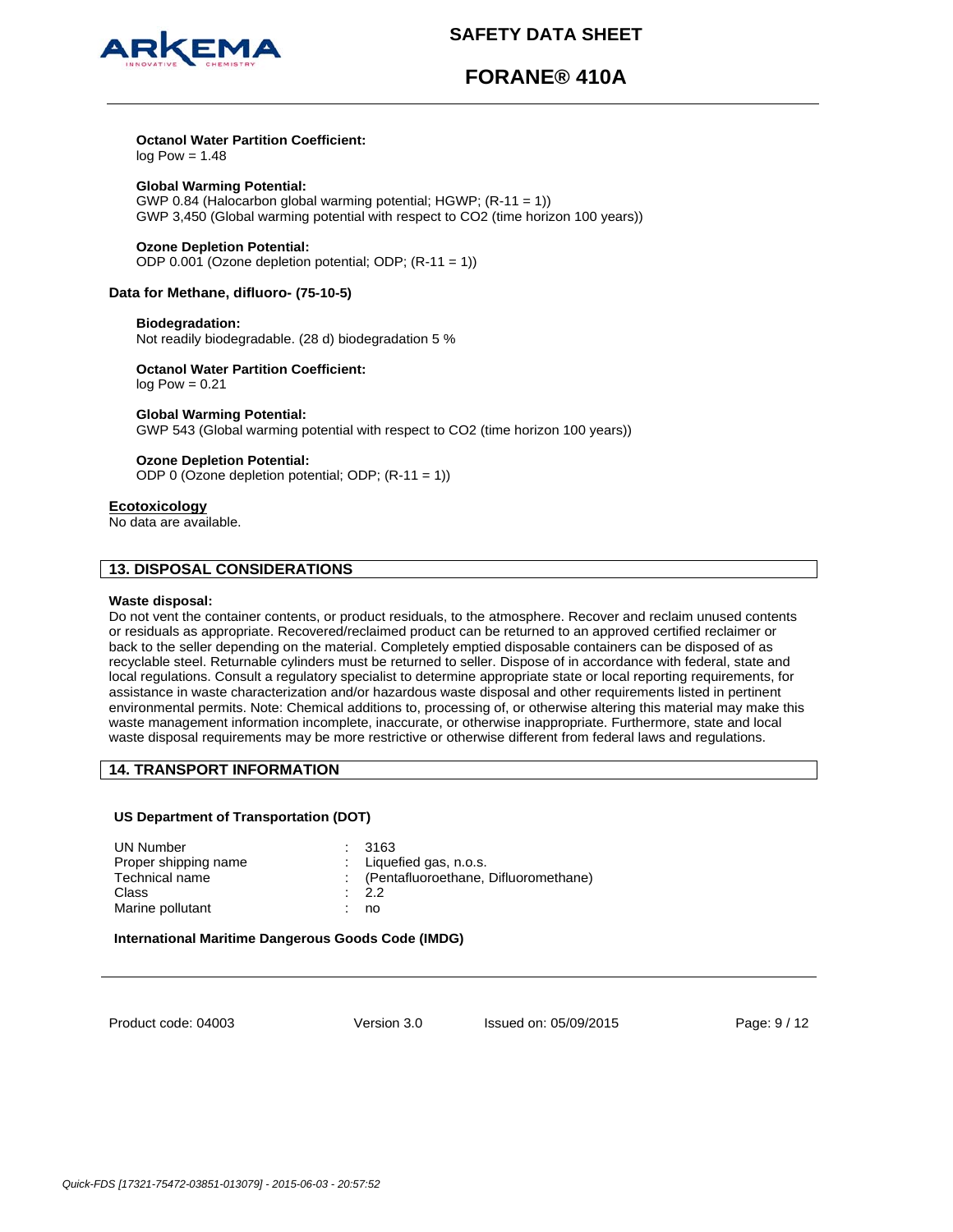**Octanol Water Partition Coefficient:**
log Pow = 1.48

**Global Warming Potential:**
GWP 0.84 (Halocarbon global warming potential; HGWP; (R-11 = 1))
GWP 3,450 (Global warming potential with respect to CO2 (time horizon 100 years))

**Ozone Depletion Potential:**
ODP 0.001 (Ozone depletion potential; ODP; (R-11 = 1))

**Data for Methane, difluoro- (75-10-5)**

**Biodegradation:**
Not readily biodegradable. (28 d) biodegradation 5 %

**Octanol Water Partition Coefficient:**
log Pow = 0.21

**Global Warming Potential:**
GWP 543 (Global warming potential with respect to CO2 (time horizon 100 years))

**Ozone Depletion Potential:**
ODP 0 (Ozone depletion potential; ODP; (R-11 = 1))

**Ecotoxicology**
No data are available.

## 13. DISPOSAL CONSIDERATIONS

**Waste disposal:**
Do not vent the container contents, or product residuals, to the atmosphere. Recover and reclaim unused contents or residuals as appropriate. Recovered/reclaimed product can be returned to an approved certified reclaimer or back to the seller depending on the material. Completely emptied disposable containers can be disposed of as recyclable steel. Returnable cylinders must be returned to seller. Dispose of in accordance with federal, state and local regulations. Consult a regulatory specialist to determine appropriate state or local reporting requirements, for assistance in waste characterization and/or hazardous waste disposal and other requirements listed in pertinent environmental permits. Note: Chemical additions to, processing of, or otherwise altering this material may make this waste management information incomplete, inaccurate, or otherwise inappropriate. Furthermore, state and local waste disposal requirements may be more restrictive or otherwise different from federal laws and regulations.

## 14. TRANSPORT INFORMATION

**US Department of Transportation (DOT)**

| | |
|---|---|
| UN Number | : 3163 |
| Proper shipping name | : Liquefied gas, n.o.s. |
| Technical name | : (Pentafluoroethane, Difluoromethane) |
| Class | : 2.2 |
| Marine pollutant | : no |

**International Maritime Dangerous Goods Code (IMDG)**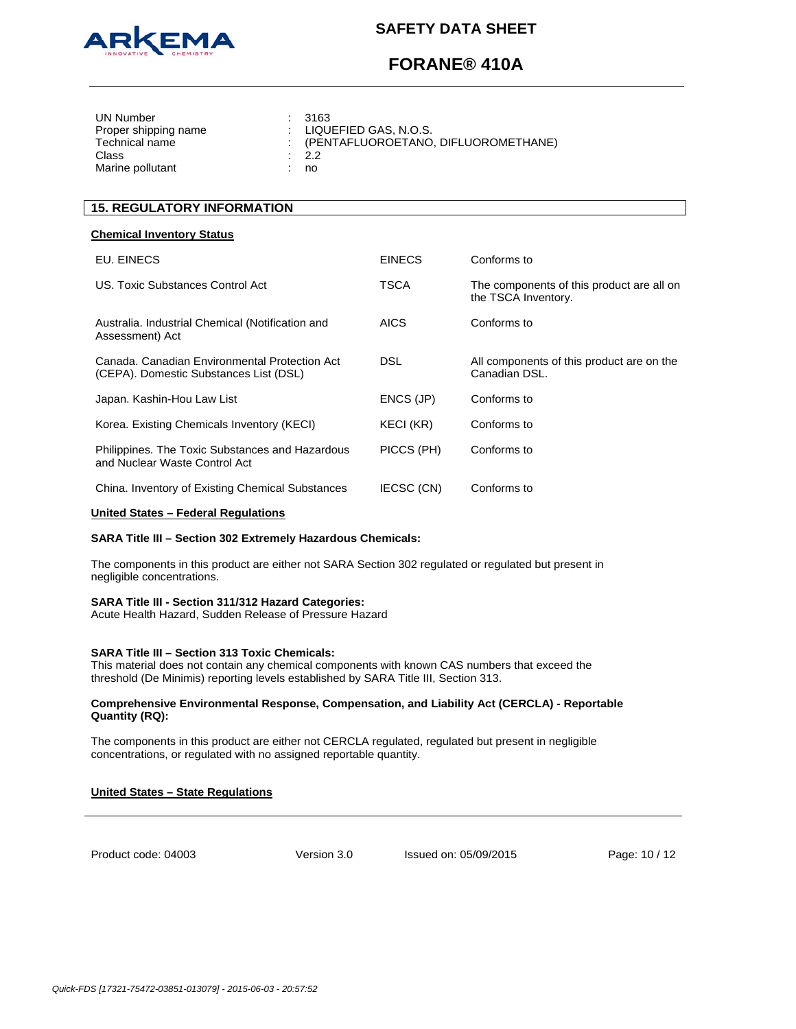| | | |
|---|---|---|
| UN Number | : | 3163 |
| Proper shipping name | : | LIQUEFIED GAS, N.O.S. |
| Technical name | : | (PENTAFLUOROETANO, DIFLUOROMETHANE) |
| Class | : | 2.2 |
| Marine pollutant | : | no |

## 15. REGULATORY INFORMATION

**Chemical Inventory Status**

| | | |
|---|---|---|
| EU. EINECS | EINECS | Conforms to |
| US. Toxic Substances Control Act | TSCA | The components of this product are all on the TSCA Inventory. |
| Australia. Industrial Chemical (Notification and Assessment) Act | AICS | Conforms to |
| Canada. Canadian Environmental Protection Act (CEPA). Domestic Substances List (DSL) | DSL | All components of this product are on the Canadian DSL. |
| Japan. Kashin-Hou Law List | ENCS (JP) | Conforms to |
| Korea. Existing Chemicals Inventory (KECI) | KECI (KR) | Conforms to |
| Philippines. The Toxic Substances and Hazardous and Nuclear Waste Control Act | PICCS (PH) | Conforms to |
| China. Inventory of Existing Chemical Substances | IECSC (CN) | Conforms to |

**United States – Federal Regulations**

**SARA Title III – Section 302 Extremely Hazardous Chemicals:**

The components in this product are either not SARA Section 302 regulated or regulated but present in negligible concentrations.

**SARA Title III - Section 311/312 Hazard Categories:**
Acute Health Hazard, Sudden Release of Pressure Hazard

**SARA Title III – Section 313 Toxic Chemicals:**
This material does not contain any chemical components with known CAS numbers that exceed the threshold (De Minimis) reporting levels established by SARA Title III, Section 313.

**Comprehensive Environmental Response, Compensation, and Liability Act (CERCLA) - Reportable Quantity (RQ):**

The components in this product are either not CERCLA regulated, regulated but present in negligible concentrations, or regulated with no assigned reportable quantity.

**United States – State Regulations**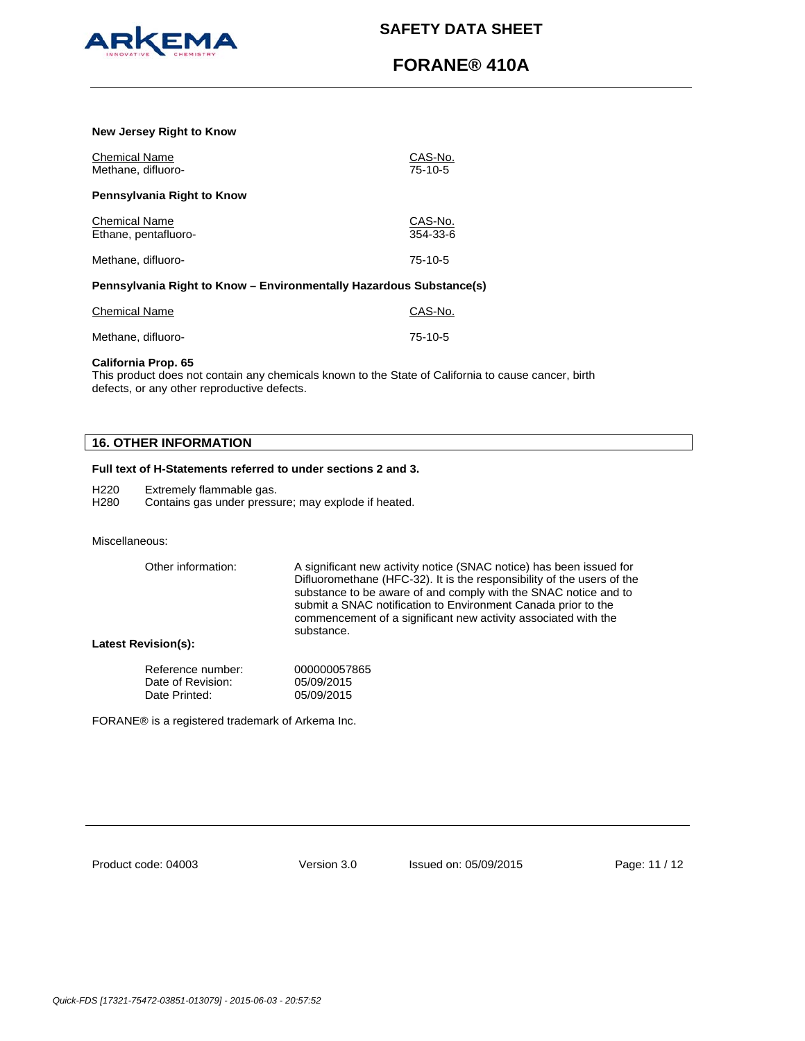**New Jersey Right to Know**

| Chemical Name | CAS-No. |
| --- | --- |
| Methane, difluoro- | 75-10-5 |

**Pennsylvania Right to Know**

| Chemical Name | CAS-No. |
| --- | --- |
| Ethane, pentafluoro- | 354-33-6 |
| Methane, difluoro- | 75-10-5 |

**Pennsylvania Right to Know – Environmentally Hazardous Substance(s)**

| Chemical Name | CAS-No. |
| --- | --- |
| Methane, difluoro- | 75-10-5 |

**California Prop. 65**
This product does not contain any chemicals known to the State of California to cause cancer, birth defects, or any other reproductive defects.

## 16. OTHER INFORMATION

**Full text of H-Statements referred to under sections 2 and 3.**

H220 Extremely flammable gas.
H280 Contains gas under pressure; may explode if heated.

Miscellaneous:

Other information: A significant new activity notice (SNAC notice) has been issued for Difluoromethane (HFC-32). It is the responsibility of the users of the substance to be aware of and comply with the SNAC notice and to submit a SNAC notification to Environment Canada prior to the commencement of a significant new activity associated with the substance.

**Latest Revision(s):**

Reference number: 000000057865
Date of Revision: 05/09/2015
Date Printed: 05/09/2015

FORANE® is a registered trademark of Arkema Inc.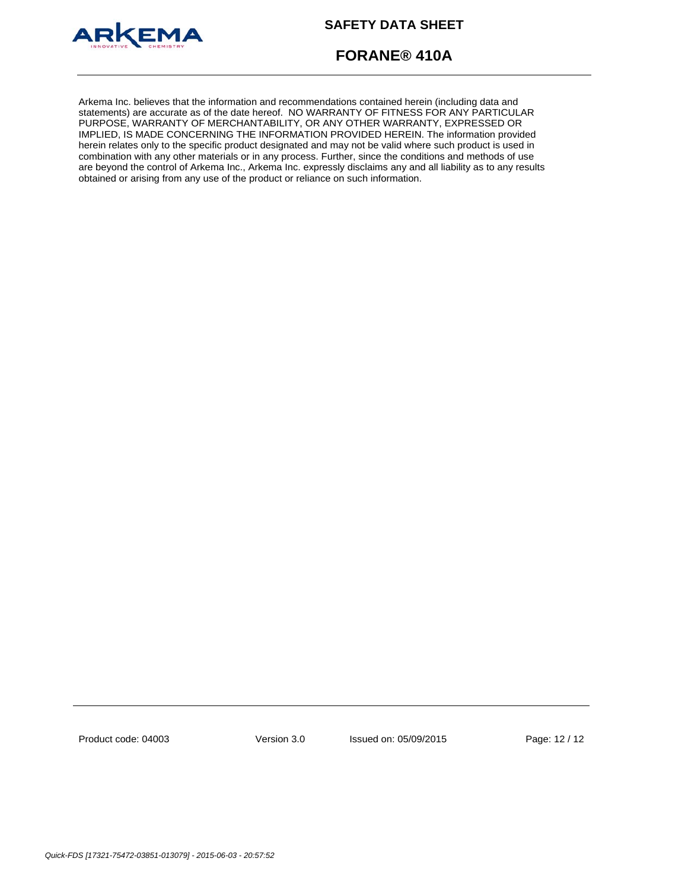Arkema Inc. believes that the information and recommendations contained herein (including data and statements) are accurate as of the date hereof. NO WARRANTY OF FITNESS FOR ANY PARTICULAR PURPOSE, WARRANTY OF MERCHANTABILITY, OR ANY OTHER WARRANTY, EXPRESSED OR IMPLIED, IS MADE CONCERNING THE INFORMATION PROVIDED HEREIN. The information provided herein relates only to the specific product designated and may not be valid where such product is used in combination with any other materials or in any process. Further, since the conditions and methods of use are beyond the control of Arkema Inc., Arkema Inc. expressly disclaims any and all liability as to any results obtained or arising from any use of the product or reliance on such information.